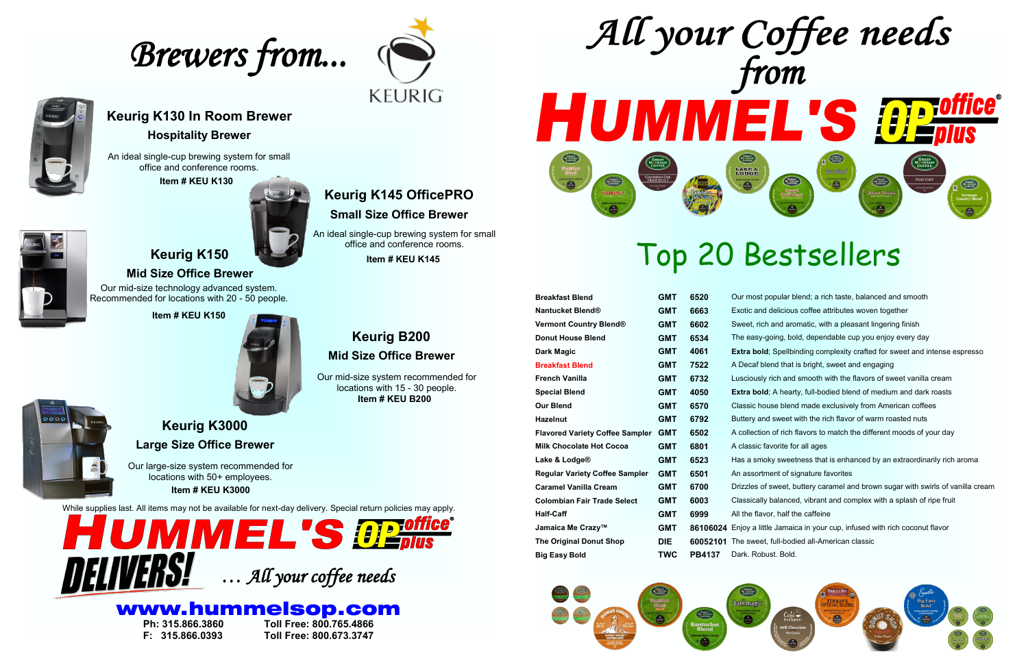# Brewers from... KEURIG

## Keurig K130 In Room Brewer

### Hospitality Brewer

An ideal single-cup brewing system for small office and conference rooms.

**Item # KEU K130**

## Keurig K145 OfficePRO

### Small Size Office Brewer

An ideal single-cup brewing system for small office and conference rooms.

**Item # KEU K145**

## Keurig K150

### Mid Size Office Brewer

Our mid-size technology advanced system. Recommended for locations with 20 - 50 people.

**Item # KEU K150**

## Keurig B200

### Mid Size Office Brewer

Our mid-size system recommended for locations with 15 - 30 people.

**Item # KEU B200**

## Keurig K3000

### Large Size Office Brewer

Our large-size system recommended for locations with 50+ employees.

**Item # KEU K3000**

While supplies last. All items may not be available for next-day delivery. Special return policies may apply.

# HUMMEL'S OP office plus DELIVERS!

*... All your coffee needs*

**www.hummelsop.com**

Ph: 315.866.3860 Toll Free: 800.765.4866

F: 315.866.0393 Toll Free: 800.673.3747

# *All your Coffee needs from* HUMMEL'S OP office plus

# Top 20 Bestsellers

| | | | |
|---|---|---|---|
| **Breakfast Blend** | **GMT** | **6520** | Our most popular blend; a rich taste, balanced and smooth |
| **Nantucket Blend®** | **GMT** | **6663** | Exotic and delicious coffee attributes woven together |
| **Vermont Country Blend®** | **GMT** | **6602** | Sweet, rich and aromatic, with a pleasant lingering finish |
| **Donut House Blend** | **GMT** | **6534** | The easy-going, bold, dependable cup you enjoy every day |
| **Dark Magic** | **GMT** | **4061** | **Extra bold**; Spellbinding complexity crafted for sweet and intense espresso |
| **Breakfast Blend** | **GMT** | **7522** | A Decaf blend that is bright, sweet and engaging |
| **French Vanilla** | **GMT** | **6732** | Lusciously rich and smooth with the flavors of sweet vanilla cream |
| **Special Blend** | **GMT** | **4050** | **Extra bold**; A hearty, full-bodied blend of medium and dark roasts |
| **Our Blend** | **GMT** | **6570** | Classic house blend made exclusively from American coffees |
| **Hazelnut** | **GMT** | **6792** | Buttery and sweet with the rich flavor of warm roasted nuts |
| **Flavored Variety Coffee Sampler** | **GMT** | **6502** | A collection of rich flavors to match the different moods of your day |
| **Milk Chocolate Hot Cocoa** | **GMT** | **6801** | A classic favorite for all ages |
| **Lake & Lodge®** | **GMT** | **6523** | Has a smoky sweetness that is enhanced by an extraordinarily rich aroma |
| **Regular Variety Coffee Sampler** | **GMT** | **6501** | An assortment of signature favorites |
| **Caramel Vanilla Cream** | **GMT** | **6700** | Drizzles of sweet, buttery caramel and brown sugar with swirls of vanilla cream |
| **Colombian Fair Trade Select** | **GMT** | **6003** | Classically balanced, vibrant and complex with a splash of ripe fruit |
| **Half-Caff** | **GMT** | **6999** | All the flavor, half the caffeine |
| **Jamaica Me Crazy™** | **GMT** | **86106024** | Enjoy a little Jamaica in your cup, infused with rich coconut flavor |
| **The Original Donut Shop** | **DIE** | **60052101** | The sweet, full-bodied all-American classic |
| **Big Easy Bold** | **TWC** | **PB4137** | Dark. Robust. Bold. |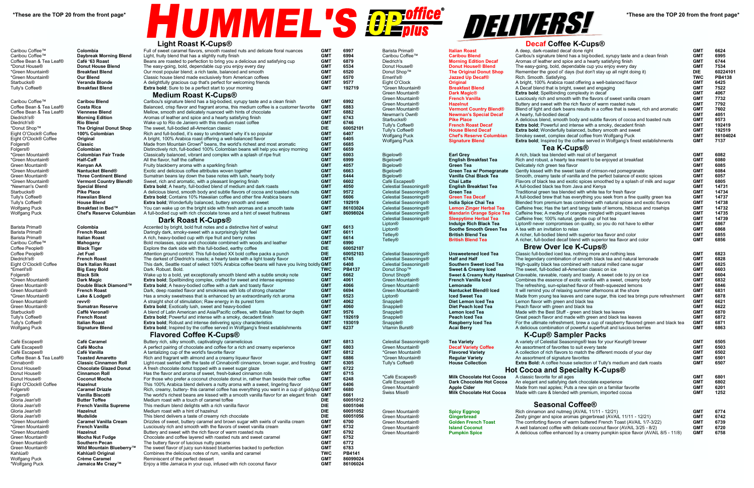*These are the TOP 20 from the front page*

# HUMMEL'S OP office plus DELIVERS!

*These are the TOP 20 from the front page*

## Light Roast K-Cups®

| | | | | |
|---|---|---|---|---|
| Caribou Coffee™ | Colombia | Full of sweet caramel flavors, smooth roasted nuts and delicate floral nuances | GMT | 6997 |
| Caribou Coffee™ | Daybreak Morning Blend | Light, fruity blend that has a slightly nutty finish | GMT | 6994 |
| Coffee Bean & Tea Leaf® | Café '63 Roast | Beans are roasted to perfection to bring you a delicious and satisfying cup | GMT | 6879 |
| *Donut House® | Donut House Blend | The easy-going, bold, dependable cup you enjoy every day | GMT | 6534 |
| *Green Mountain® | Breakfast Blend | Our most popular blend; a rich taste, balanced and smooth | GMT | 6520 |
| *Green Mountain® | Our Blend | Classic house blend made exclusively from American coffees | GMT | 6570 |
| Starbucks® | Veranda Blonde | A delightfully gracious cup that's perfect for welcoming friends | GMT | 9577 |
| Tully's Coffee® | Breakfast Blend | **Extra bold**; Sure to be a perfect start to your morning | GMT | 192719 |

## Medium Roast K-Cups®

| | | | | |
|---|---|---|---|---|
| Caribou Coffee™ | Caribou Blend | Caribou's signature blend has a big-bodied, syrupy taste and a clean finish | GMT | 6992 |
| Coffee Bean & Tea Leaf® | Costa Rica | Balanced, crisp flavor and fragrant aroma, this medium coffee is a customer favorite | GMT | 6883 |
| Coffee Bean & Tea Leaf® | Viennese Blend | Mellow, smooth and delicately nuanced with hints of chocolate | GMT | 6882 |
| Diedrich's® | Morning Edition | Aromas of leather and spice and a hearty satisfying finish | GMT | 6743 |
| Diedrich's® | Rio Blend | Wake up to Rio de Janiero with this medium roast coffee | GMT | 6746 |
| *Donut Shop™ | The Original Donut Shop | The sweet, full-bodied all-American classic | DIE | 60052101 |
| Eight O'Clock® Coffee | 100% Colombian | Rich and full-bodied, it's easy to understand why it's so popular | GMT | 6407 |
| Eight O'Clock® Coffee | Original | A bright, 100% Arabica roast offering a well-balanced flavor | GMT | 6405 |
| Folgers® | Classic | Made from Mountain Grown® beans, the world's richest and most aromatic | GMT | 6685 |
| Folgers® | Colombian | Distinctively rich, full-bodied 100% Colombian beans will help you enjoy morning | GMT | 6659 |
| *Green Mountain® | Colombian Fair Trade | Classically balanced, vibrant and complex with a splash of ripe fruit | GMT | 6003 |
| *Green Mountain® | Half-Caff | All the flavor, half the caffeine | GMT | 6999 |
| Green Mountain® | Kenyan AA | Fruity blackberry aroma with a sparkling finish | GMT | 4057 |
| *Green Mountain® | Nantucket Blend® | Exotic and delicious coffee attributes woven together | GMT | 6663 |
| Green Mountain® | Three Continent Blend | Sumatran beans lay down the base notes with lush, hearty body | GMT | 6444 |
| *Green Mountain® | Vermont Country Blend® | Sweet, rich and aromatic, with a pleasant lingering finish | GMT | 6602 |
| *Newman's Own® | Special Blend | **Extra bold**; A hearty, full-bodied blend of medium and dark roasts | GMT | 4050 |
| Starbucks® | Pike Place | A delicious blend, smooth body and subtle flavors of cocoa and toasted nuts | GMT | 9572 |
| Tully's Coffee® | Hawaiian Blend | **Extra bold**; Contains 10% Hawaiian coffee and other fine Arabica beans | GMT | 6606 |
| Tully's Coffee® | House Blend | **Extra bold**; Wonderfully balanced, buttery smooth and sweet | GMT | 192919 |
| Wolfgang Puck | Breakfast in Bed™ | You can wake up on the bright side with fresh aromas and a smooth taste | GMT | 86103024 |
| Wolfgang Puck | Chef's Reserve Columbian | A full-bodied cup with rich chocolate tones and a hint of sweet fruitiness | GMT | 86098024 |

## Dark Roast K-Cups®

| | | | | |
|---|---|---|---|---|
| Barista Prima® | Colombia | Accented by bright, bold fruit notes and a distinctive hint of walnut | GMT | 6613 |
| Barista Prima® | French Roast | Daringly dark, smoky-sweet with a surprisingly light feel | GMT | 6611 |
| Barista Prima® | Italian Roast | A rich, heavy-bodied cup with ripe fruit and berry notes | GMT | 6614 |
| Caribou Coffee™ | Mahogany | Bold molasses, spice and chocolate combined with woods and leather | GMT | 6990 |
| Coffee People® | Black Tiger | Explore the dark side with this full-bodied, earthy coffee | DIE | 60052107 |
| Coffee People® | Jet Fuel | Attention ground control: This full-bodied XX bold coffee packs a punch | DIE | 60052103 |
| Diedrich's® | French Roast | The darkest of Diedrich's roasts; a hearty taste with a light toasty flavor | GMT | 6745 |
| Eight O'Clock® Coffee | Dark Italian Roast | This dark, Seattle roast of select 100% Arabica coffee beans will have you living boldly | GMT | 6408 |
| *Emeril's® | Big Easy Bold | Dark. Robust. Bold. | TWC | PB4137 |
| Folgers® | Black Silk | Wake up to a bold, yet exceptionally smooth blend with a subtle smoky note | GMT | 6662 |
| *Green Mountain® | Dark Magic | **Extra bold**; Spellbinding complexity, crafted for sweet and intense espresso | GMT | 4061 |
| Green Mountain® | Double Black Diamond™ | **Extra bold**; A heavy-bodied coffee with a dark and toasty flavor | GMT | 4066 |
| Green Mountain® | French Roast | Dark, deep roasted flavor and smokiness with lots of strong character | GMT | 6694 |
| *Green Mountain® | Lake & Lodge® | Has a smoky sweetness that is enhanced by an extraordinarily rich aroma | GMT | 6523 |
| Green Mountain® | revv® | A straight shot of stimulation; Raw energy in its purest form | GMT | 4062 |
| Green Mountain® | Sumatran Reserve | **Extra bold**; Exotically lush, sweet and heavy-bodied | GMT | 4060 |
| Starbucks® | Caffè Verona® | A blend of Latin American and Asia/Pacific coffees, with Italian Roast for depth | GMT | 9576 |
| Tully's Coffee® | French Roast | **Extra bold**; Powerful and intense with a smoky, decadent finish | GMT | 192619 |
| Tully's Coffee® | Italian Roast | **Extra bold**; Robust and intense delivering spicy characteristics | GMT | 193019 |
| Wolfgang Puck | Signature Blend | **Extra bold**; Inspired by the coffee served in Wolfgang's finest establishments | GMT | 6237 |

## Flavored Coffee K-Cups®

| | | | | |
|---|---|---|---|---|
| Café Escapes® | Café Caramel | Buttery rich, silky smooth, captivatingly caramelicious | GMT | 6813 |
| Café Escapes® | Café Mocha | A perfect pairing of chocolate and coffee for a rich and creamy experience | GMT | 6803 |
| Café Escapes® | Café Vanilla | A tantalizing cup of the world's favorite flavor | GMT | 6812 |
| Coffee Bean & Tea Leaf® | Toasted Amaretto | Rich and fragrant with almond and a creamy liqueur flavor | GMT | 6886 |
| Cinnabon® | Classic Cinnamon Roll | Light-roast swirled with the taste of Cinnabon® cinnamon, brown sugar, and frosting | GMT | 6305 |
| Donut House® | Chocolate Glazed Donut | A fresh chocolate donut topped with a sweet sugar glaze | GMT | 6722 |
| Donut House® | Cinnamon Roll | Has the flavor and aroma of sweet, fresh-baked cinnamon rolls | GMT | 6715 |
| Donut House® | Coconut Mocha | For those who prefer a coconut chocolate donut in, rather than beside their coffee | GMT | 6248 |
| Eight O'Clock® Coffee | Hazelnut | This 100% Arabica blend delivers a nutty aroma with a sweet, lingering flavor | GMT | 6406 |
| Folgers® | Caramel Drizzle | Rich, creamy, buttery- this caramel coffee has everything you want in a cup of giddyup | GMT | 6680 |
| Folgers® | Vanilla Biscotti | The world's richest beans are kissed with a smooth vanilla flavor for an elegant finish | GMT | 6661 |
| Gloria Jean's® | Butter Toffee | Medium roast with a touch of caramel toffee | DIE | 60051012 |
| Gloria Jean's® | French Vanilla Supreme | This medium blend delights with a rich vanilla flavor | DIE | 60051046 |
| Gloria Jean's® | Hazelnut | Medium roast with a hint of hazelnut | DIE | 60051052 |
| Gloria Jean's® | Mudslide | This blend delivers a taste of creamy rich chocolate | DIE | 60051056 |
| *Green Mountain® | Caramel Vanilla Cream | Drizzles of sweet, buttery caramel and brown sugar with swirls of vanilla cream | GMT | 6700 |
| *Green Mountain® | French Vanilla | Lusciously rich and smooth with the flavors of sweet vanilla cream | GMT | 6732 |
| *Green Mountain® | Hazelnut | Buttery and sweet with the rich flavor of warm roasted nuts | GMT | 6792 |
| Green Mountain® | Mocha Nut Fudge | Chocolate and coffee layered with roasted nuts and sweet caramel | GMT | 6752 |
| Green Mountain® | Southern Pecan | The buttery flavor of luscious nutty pecans | GMT | 6772 |
| Green Mountain® | Wild Mountain Blueberry™ | The sweet flavor of juicy sun-kissed blueberries backed to perfection | GMT | 6783 |
| Kahlúa® | Kahlúa® Original | Combines the delicious notes of rum, vanilla and caramel | TWC | PB4141 |
| Wolfgang Puck | Crème Caramel | Reminiscent of the perfect dessert | GMT | 86099024 |
| *Wolfgang Puck | Jamaica Me Crazy™ | Enjoy a little Jamaica in your cup, infused with rich coconut flavor | GMT | 86106024 |

## Decaf Coffee K-Cups®

| | | | | |
|---|---|---|---|---|
| Barista Prima® | Italian Roast | A deep, dark-roasted decaf done right | GMT | 6624 |
| Caribou Coffee™ | Caribou Blend | Caribou's signature blend has a big-bodied, syrupy taste and a clean finish | GMT | 6995 |
| Diedrich's | Morning Edition Decaf | Aromas of leather and spice and a hearty satisfying finish | GMT | 6744 |
| Donut House® | Donut House® Blend | The easy-going, bold, dependable cup you enjoy every day | GMT | 7534 |
| Donut Shop™ | The Original Donut Shop | Remember the good ol' days (but don't stay up all night doing it) | DIE | 60224101 |
| Emeril's® | Jazzed Up Decaf® | Rich. Smooth. Satisfying. | TWC | PB4138 |
| Eight O'Clock | Original | A bright, 100% Arabica roast offering a well-balanced flavor | GMT | 6425 |
| *Green Mountain® | Breakfast Blend | A Decaf blend that is bright, sweet and engaging | GMT | 7522 |
| Green Mountain® | Dark Magic® | **Extra bold**; Spellbinding complexity in decaf | GMT | 4067 |
| Green Mountain® | French Vanilla | Lusciously rich and smooth with the flavors of sweet vanilla cream | GMT | 7732 |
| Green Mountain® | Hazelnut | Buttery and sweet with the rich flavor of warm roasted nuts | GMT | 7792 |
| Green Mountain® | Vermont Country Blend® | Blend of light and dark beans results in a coffee that is sweet, rich and aromatic | GMT | 7602 |
| Newman's Own® | Newman's Special Decaf | A hearty, full-bodied decaf | GMT | 4051 |
| Starbucks® | Pike Place | A delicious blend, smooth body and subtle flavors of cocoa and toasted nuts | GMT | 9573 |
| Tully's Coffee® | French Roast Decaf | **Extra bold**; Powerful and intense with a smoky, decadent finish | GMT | 192419 |
| Tully's Coffee® | House Blend Decaf | **Extra bold**; Wonderfully balanced, buttery smooth and sweet | GMT | 192519 |
| Wolfgang Puck | Chef's Reserve Columbian | Smokey sweet, complex decaf coffee from Wolfgang Puck | GMT | 86104024 |
| Wolfgang Puck | Signature Blend | **Extra bold**; Inspired by the coffee served in Wolfgang's finest establishments | GMT | 7137 |

## Tea K-Cups®

| | | | | |
|---|---|---|---|---|
| Bigelow® | Earl Grey | A rich, black tea blended with real oil of bergamot | GMT | 6082 |
| Bigelow® | English Breakfast Tea | Rich and robust, a hearty tea meant to be enjoyed at breakfast | GMT | 6080 |
| Bigelow® | Green Tea | Delicately rich green tea flavor | GMT | 6085 |
| Bigelow® | Green Tea w/ Pomegranate | Gently kissed with the sweet taste of crimson-red pomegranate | GMT | 6084 |
| Bigelow® | Vanilla Chai Black Tea | Smooth, creamy taste of vanilla and the perfect balance of exotic spices | GMT | 6057 |
| Café Escapes® | Chai Latte | Flavors of black tea and exotic spices smoothed by a splash of milk and sugar | GMT | 6805 |
| Celestial Seasonings® | English Breakfast Tea | A full-bodied black tea from Java and Kenya | GMT | 14731 |
| Celestial Seasonings® | Green Tea | Traditional green tea blended with white tea for fresh flavor | GMT | 14734 |
| Celestial Seasonings® | Green Tea Decaf | A full-bodied brew that has everything you seek from a fine quality green tea | GMT | 14737 |
| Celestial Seasonings® | India Spice Chai Tea | Blended from premium teas combined with natural spices and exotic flavors | GMT | 14738 |
| Celestial Seasonings® | Lemon Zinger Herbal Tea | Caffeine free; Has the tart and tangy taste of lemons, hibiscus and rosehips | GMT | 14732 |
| Celestial Seasonings® | Mandarin Orange Spice Tea | Caffeine free; A medley of oranges mingled with piquant leaves | GMT | 14735 |
| Celestial Seasonings® | Sleepytime Herbal Tea | Caffeine free; 100% natural, gentle cup of hot tea | GMT | 14739 |
| Lipton® | Indulge Rich Black Tea | Lipton® never compromises on quality, so you do not have to either | GMT | 6867 |
| Lipton® | Soothe Smooth Green Tea | A tea with an invitation to relax | GMT | 6868 |
| Tetley® | British Blend Tea | A richer, full-bodied blend with superior tea flavor and color | GMT | 6855 |
| Tetley® | British Blend Tea | A richer, full-bodied decaf blend with superior tea flavor and color | GMT | 6856 |

## Brew Over Ice K-Cups®

| | | | | |
|---|---|---|---|---|
| Celestial Seasonings® | Unsweetened Iced Tea | Classic full-bodied iced tea, nothing more and nothing less | GMT | 6823 |
| Celestial Seasonings® | Half and Half | The legendary combination of smooth black tea and natural lemonade | GMT | 6828 |
| Celestial Seasonings® | Southern Sweet Iced Tea | High-quality black tea combined with natural milled cane sugar | GMT | 6825 |
| Donut Shop™ | Sweet & Creamy Iced | The sweet, full-bodied all-American classic on ice | GMT | 6603 |
| Donut Shop® | Sweet & Creamy Nutty Hazelnut | Craveable, raveable, roasty and toasty. A sweet ode to joy on ice | GMT | 6604 |
| Green Mountain® | French Vanilla Iced | Combines the essence of exotic vanilla with a sweet, creamy body | GMT | 6832 |
| Green Mountain® | Lemonade | The refreshing, sun-splashed flavor of fresh-squeezed lemons | GMT | 6846 |
| Green Mountain® | Nantucket Blend® Iced | It will remind you of relaxing summer afternoons at the shore | GMT | 6831 |
| Lipton® | Iced Sweet Tea | Made from young tea leaves and cane sugar, this iced tea brings pure refreshment | GMT | 6878 |
| Snapple® | Diet Lemon Iced Tea | Lemon flavor with green and black tea | GMT | 6621 |
| Snapple® | Diet Peach Iced Tea | Peach flavor with green and black tea | GMT | 6622 |
| Snapple® | Lemon Iced Tea | Made with the Best Stuff - green and black tea leaves | GMT | 6870 |
| Snapple® | Peach Iced Tea | Great peach flavor and made with green and black tea leaves | GMT | 6872 |
| Snapple® | Raspberry Iced Tea | For the ultimate refreshment, brew a cup of raspberry flavored green and black tea | GMT | 6871 |
| Vitamin Burst® | Acai Berry | A delicious combination of powerful superfruit and luscious berries | GMT | 6863 |

## K-Cup® Sampler Packs

| | | | | |
|---|---|---|---|---|
| Celestial Seasonings® | Tea Variety | A variety of Celestial Seasonings® teas for your Keurig® brewer | GMT | 6505 |
| Green Mountain® | Decaf Variety Coffee | An assortment of favorites to suit every taste | GMT | 6503 |
| *Green Mountain® | Flavored Variety | A collection of rich flavors to match the different moods of your day | GMT | 6502 |
| *Green Mountain® | Regular Variety | An assortment of signature favorites | GMT | 6501 |
| Tully's Coffee® | House Collection | **Extra Bold:** A coffee house selection of Tully's medium and dark roasts | GMT | 6507 |

## Hot Cocoa and Specialty K-Cups®

| | | | | |
|---|---|---|---|---|
| *Café Escapes® | Milk Chocolate Hot Cocoa | A classic favorite for all ages | GMT | 6801 |
| Café Escapes® | Dark Chocolate Hot Cocoa | An elegant and satisfying dark chocolate experience | GMT | 6802 |
| Green Mountain® | Apple Cider | Made from real apples; Puts a new spin on a familiar favorite | GMT | 6201 |
| Swiss Miss® | Milk Chocolate Hot Cocoa | Made with care & blended with premium, imported cocoa | GMT | 1252 |

## Seasonal Coffee®

| | | | | |
|---|---|---|---|---|
| Green Mountain® | Spicy Eggnog | Rich cinnamon and nutmeg (AVAIL 11/11 - 12/21) | GMT | 6774 |
| Green Mountain® | Gingerbread | Zesty ginger and spice aromas gingerbread (AVAIL 11/11 - 12/21) | GMT | 6742 |
| Green Mountain® | Golden French Toast | The comforting flavors of warm buttered French Toast (AVAIL 1/7-3/22) | GMT | 6739 |
| Green Mountain® | Island Coconut | A well balanced coffee with delicate coconut flavor (AVAIL 3/25 - 8/2) | GMT | 6720 |
| Green Mountain® | Pumpkin Spice | A delicious coffee enhanced by a creamy pumpkin spice flavor (AVAIL 8/5 - 11/8) | GMT | 6758 |